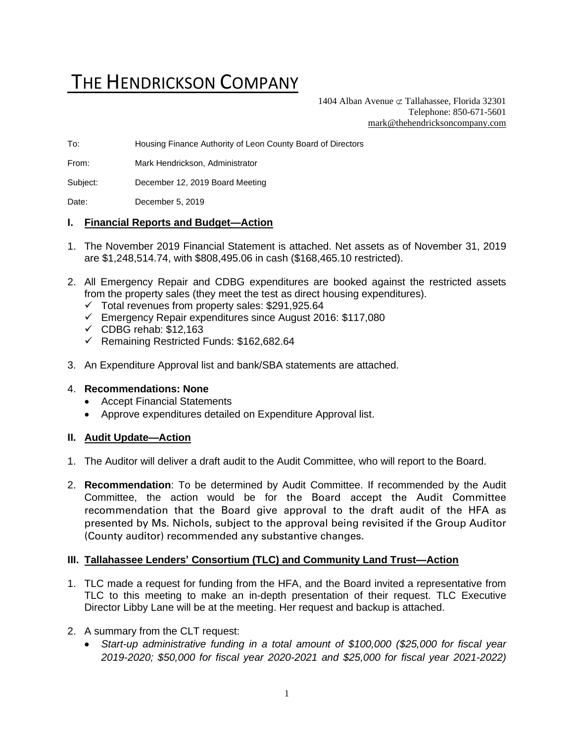# THE HENDRICKSON COMPANY

1404 Alban Avenue ⊄ Tallahassee, Florida 32301
Telephone: 850-671-5601
mark@thehendricksoncompany.com

To: Housing Finance Authority of Leon County Board of Directors

From: Mark Hendrickson, Administrator

Subject: December 12, 2019 Board Meeting

Date: December 5, 2019

## I. Financial Reports and Budget—Action

1. The November 2019 Financial Statement is attached. Net assets as of November 31, 2019 are $1,248,514.74, with $808,495.06 in cash ($168,465.10 restricted).

2. All Emergency Repair and CDBG expenditures are booked against the restricted assets from the property sales (they meet the test as direct housing expenditures).
   - ✓ Total revenues from property sales: $291,925.64
   - ✓ Emergency Repair expenditures since August 2016: $117,080
   - ✓ CDBG rehab: $12,163
   - ✓ Remaining Restricted Funds: $162,682.64

3. An Expenditure Approval list and bank/SBA statements are attached.

4. **Recommendations: None**
   - Accept Financial Statements
   - Approve expenditures detailed on Expenditure Approval list.

## II. Audit Update—Action

1. The Auditor will deliver a draft audit to the Audit Committee, who will report to the Board.

2. **Recommendation**: To be determined by Audit Committee. If recommended by the Audit Committee, the action would be for the Board accept the Audit Committee recommendation that the Board give approval to the draft audit of the HFA as presented by Ms. Nichols, subject to the approval being revisited if the Group Auditor (County auditor) recommended any substantive changes.

## III. Tallahassee Lenders' Consortium (TLC) and Community Land Trust—Action

1. TLC made a request for funding from the HFA, and the Board invited a representative from TLC to this meeting to make an in-depth presentation of their request. TLC Executive Director Libby Lane will be at the meeting. Her request and backup is attached.

2. A summary from the CLT request:
   - *Start-up administrative funding in a total amount of $100,000 ($25,000 for fiscal year 2019-2020; $50,000 for fiscal year 2020-2021 and $25,000 for fiscal year 2021-2022)*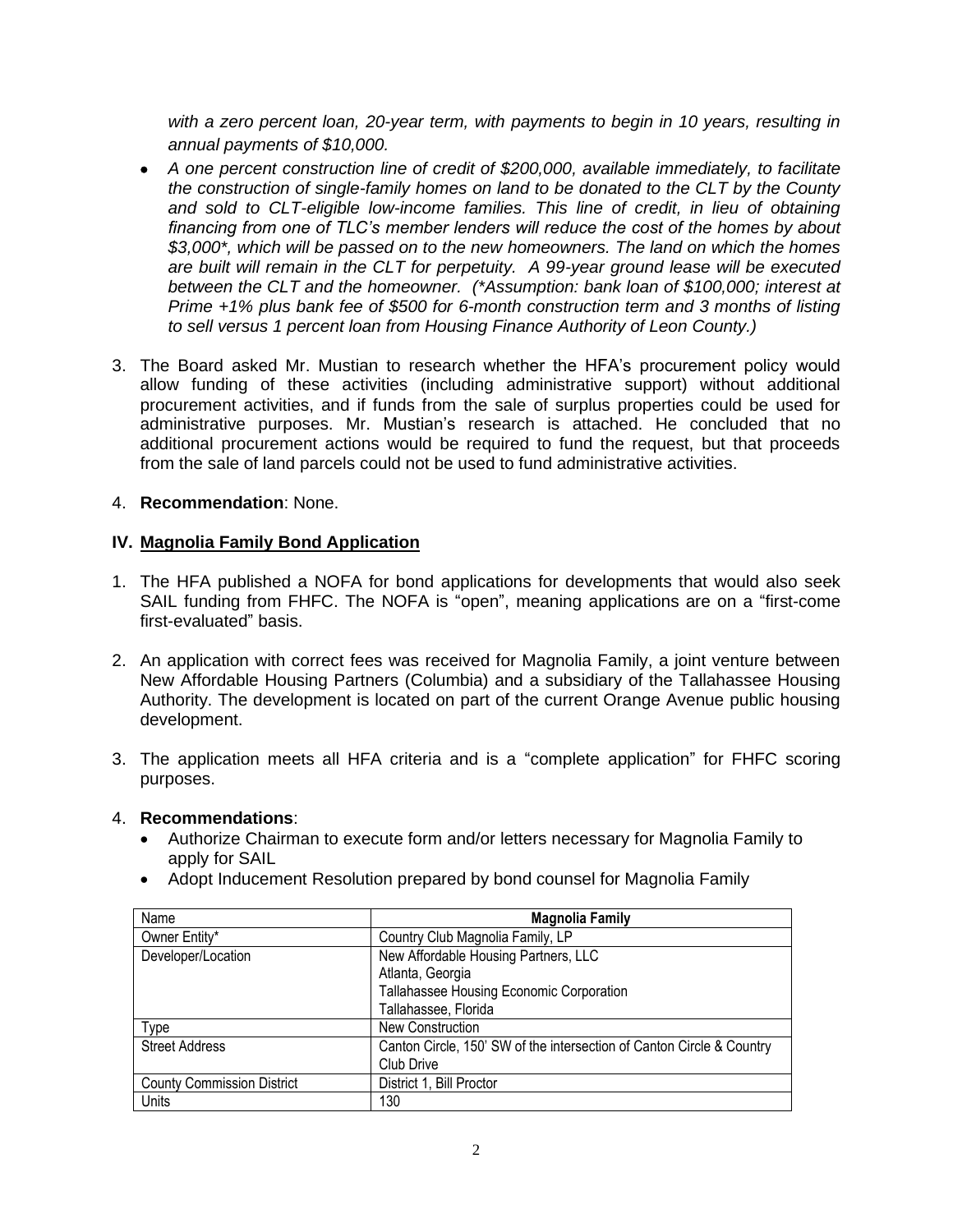*with a zero percent loan, 20-year term, with payments to begin in 10 years, resulting in annual payments of $10,000.*

- *A one percent construction line of credit of $200,000, available immediately, to facilitate the construction of single-family homes on land to be donated to the CLT by the County and sold to CLT-eligible low-income families. This line of credit, in lieu of obtaining financing from one of TLC's member lenders will reduce the cost of the homes by about $3,000*, which will be passed on to the new homeowners. The land on which the homes are built will remain in the CLT for perpetuity. A 99-year ground lease will be executed between the CLT and the homeowner. (*Assumption: bank loan of $100,000; interest at Prime +1% plus bank fee of $500 for 6-month construction term and 3 months of listing to sell versus 1 percent loan from Housing Finance Authority of Leon County.)*

3. The Board asked Mr. Mustian to research whether the HFA's procurement policy would allow funding of these activities (including administrative support) without additional procurement activities, and if funds from the sale of surplus properties could be used for administrative purposes. Mr. Mustian's research is attached. He concluded that no additional procurement actions would be required to fund the request, but that proceeds from the sale of land parcels could not be used to fund administrative activities.

4. **Recommendation**: None.

## IV. Magnolia Family Bond Application

1. The HFA published a NOFA for bond applications for developments that would also seek SAIL funding from FHFC. The NOFA is "open", meaning applications are on a "first-come first-evaluated" basis.

2. An application with correct fees was received for Magnolia Family, a joint venture between New Affordable Housing Partners (Columbia) and a subsidiary of the Tallahassee Housing Authority. The development is located on part of the current Orange Avenue public housing development.

3. The application meets all HFA criteria and is a "complete application" for FHFC scoring purposes.

4. **Recommendations**:
   - Authorize Chairman to execute form and/or letters necessary for Magnolia Family to apply for SAIL
   - Adopt Inducement Resolution prepared by bond counsel for Magnolia Family

| Name | **Magnolia Family** |
|---|---|
| Owner Entity* | Country Club Magnolia Family, LP |
| Developer/Location | New Affordable Housing Partners, LLC<br>Atlanta, Georgia<br>Tallahassee Housing Economic Corporation<br>Tallahassee, Florida |
| Type | New Construction |
| Street Address | Canton Circle, 150' SW of the intersection of Canton Circle & Country Club Drive |
| County Commission District | District 1, Bill Proctor |
| Units | 130 |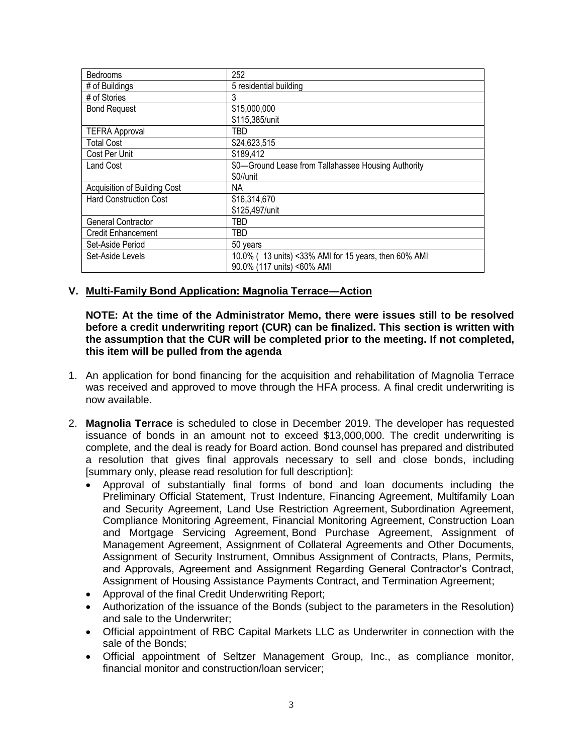| Bedrooms | 252 |
|---|---|
| # of Buildings | 5 residential building |
| # of Stories | 3 |
| Bond Request | $15,000,000<br>$115,385/unit |
| TEFRA Approval | TBD |
| Total Cost | $24,623,515 |
| Cost Per Unit | $189,412 |
| Land Cost | $0—Ground Lease from Tallahassee Housing Authority<br>$0//unit |
| Acquisition of Building Cost | NA |
| Hard Construction Cost | $16,314,670<br>$125,497/unit |
| General Contractor | TBD |
| Credit Enhancement | TBD |
| Set-Aside Period | 50 years |
| Set-Aside Levels | 10.0% ( 13 units) <33% AMI for 15 years, then 60% AMI<br>90.0% (117 units) <60% AMI |

## V. Multi-Family Bond Application: Magnolia Terrace—Action

**NOTE: At the time of the Administrator Memo, there were issues still to be resolved before a credit underwriting report (CUR) can be finalized. This section is written with the assumption that the CUR will be completed prior to the meeting. If not completed, this item will be pulled from the agenda**

1. An application for bond financing for the acquisition and rehabilitation of Magnolia Terrace was received and approved to move through the HFA process. A final credit underwriting is now available.
2. **Magnolia Terrace** is scheduled to close in December 2019. The developer has requested issuance of bonds in an amount not to exceed $13,000,000. The credit underwriting is complete, and the deal is ready for Board action. Bond counsel has prepared and distributed a resolution that gives final approvals necessary to sell and close bonds, including [summary only, please read resolution for full description]:
   - Approval of substantially final forms of bond and loan documents including the Preliminary Official Statement, Trust Indenture, Financing Agreement, Multifamily Loan and Security Agreement, Land Use Restriction Agreement, Subordination Agreement, Compliance Monitoring Agreement, Financial Monitoring Agreement, Construction Loan and Mortgage Servicing Agreement, Bond Purchase Agreement, Assignment of Management Agreement, Assignment of Collateral Agreements and Other Documents, Assignment of Security Instrument, Omnibus Assignment of Contracts, Plans, Permits, and Approvals, Agreement and Assignment Regarding General Contractor's Contract, Assignment of Housing Assistance Payments Contract, and Termination Agreement;
   - Approval of the final Credit Underwriting Report;
   - Authorization of the issuance of the Bonds (subject to the parameters in the Resolution) and sale to the Underwriter;
   - Official appointment of RBC Capital Markets LLC as Underwriter in connection with the sale of the Bonds;
   - Official appointment of Seltzer Management Group, Inc., as compliance monitor, financial monitor and construction/loan servicer;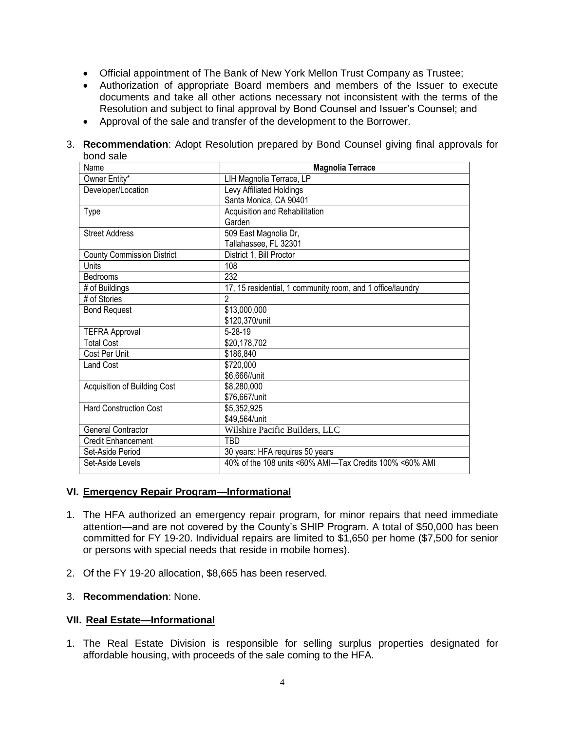- Official appointment of The Bank of New York Mellon Trust Company as Trustee;
- Authorization of appropriate Board members and members of the Issuer to execute documents and take all other actions necessary not inconsistent with the terms of the Resolution and subject to final approval by Bond Counsel and Issuer's Counsel; and
- Approval of the sale and transfer of the development to the Borrower.

3. **Recommendation**: Adopt Resolution prepared by Bond Counsel giving final approvals for bond sale

| Name | **Magnolia Terrace** |
|---|---|
| Owner Entity* | LIH Magnolia Terrace, LP |
| Developer/Location | Levy Affiliated Holdings<br>Santa Monica, CA 90401 |
| Type | Acquisition and Rehabilitation<br>Garden |
| Street Address | 509 East Magnolia Dr,<br>Tallahassee, FL 32301 |
| County Commission District | District 1, Bill Proctor |
| Units | 108 |
| Bedrooms | 232 |
| # of Buildings | 17, 15 residential, 1 community room, and 1 office/laundry |
| # of Stories | 2 |
| Bond Request | $13,000,000<br>$120,370/unit |
| TEFRA Approval | 5-28-19 |
| Total Cost | $20,178,702 |
| Cost Per Unit | $186,840 |
| Land Cost | $720,000<br>$6,666//unit |
| Acquisition of Building Cost | $8,280,000<br>$76,667/unit |
| Hard Construction Cost | $5,352,925<br>$49,564/unit |
| General Contractor | Wilshire Pacific Builders, LLC |
| Credit Enhancement | TBD |
| Set-Aside Period | 30 years: HFA requires 50 years |
| Set-Aside Levels | 40% of the 108 units <60% AMI—Tax Credits 100% <60% AMI |

## VI. Emergency Repair Program—Informational

1. The HFA authorized an emergency repair program, for minor repairs that need immediate attention—and are not covered by the County's SHIP Program. A total of $50,000 has been committed for FY 19-20. Individual repairs are limited to $1,650 per home ($7,500 for senior or persons with special needs that reside in mobile homes).

2. Of the FY 19-20 allocation, $8,665 has been reserved.

3. **Recommendation**: None.

## VII. Real Estate—Informational

1. The Real Estate Division is responsible for selling surplus properties designated for affordable housing, with proceeds of the sale coming to the HFA.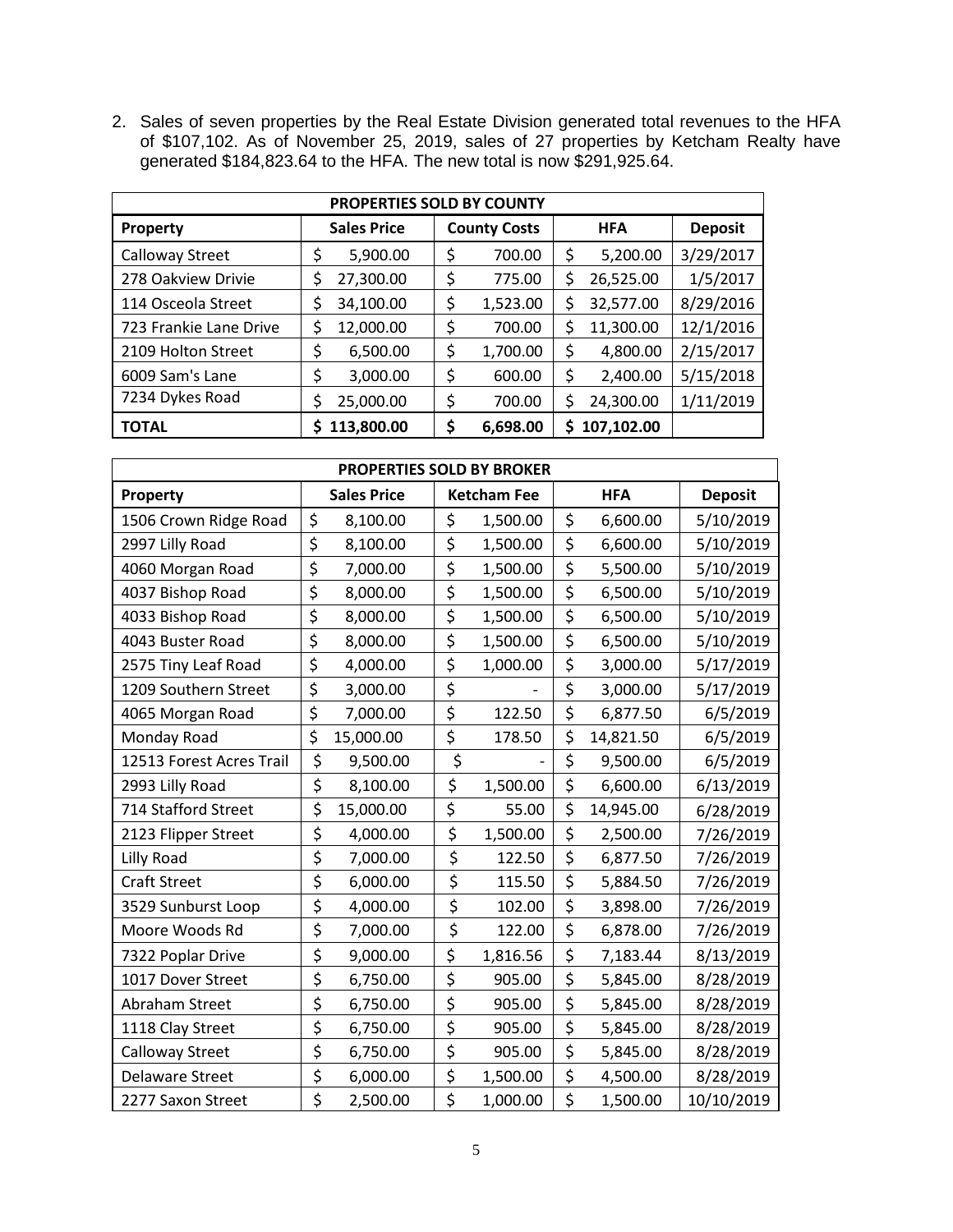2. Sales of seven properties by the Real Estate Division generated total revenues to the HFA of $107,102. As of November 25, 2019, sales of 27 properties by Ketcham Realty have generated $184,823.64 to the HFA. The new total is now $291,925.64.

| PROPERTIES SOLD BY COUNTY | | | | |
|---|---|---|---|---|
| **Property** | **Sales Price** | **County Costs** | **HFA** | **Deposit** |
| Calloway Street | $ 5,900.00 | $ 700.00 | $ 5,200.00 | 3/29/2017 |
| 278 Oakview Drivie | $ 27,300.00 | $ 775.00 | $ 26,525.00 | 1/5/2017 |
| 114 Osceola Street | $ 34,100.00 | $ 1,523.00 | $ 32,577.00 | 8/29/2016 |
| 723 Frankie Lane Drive | $ 12,000.00 | $ 700.00 | $ 11,300.00 | 12/1/2016 |
| 2109 Holton Street | $ 6,500.00 | $ 1,700.00 | $ 4,800.00 | 2/15/2017 |
| 6009 Sam's Lane | $ 3,000.00 | $ 600.00 | $ 2,400.00 | 5/15/2018 |
| 7234 Dykes Road | $ 25,000.00 | $ 700.00 | $ 24,300.00 | 1/11/2019 |
| **TOTAL** | **$ 113,800.00** | **$ 6,698.00** | **$ 107,102.00** | |

| PROPERTIES SOLD BY BROKER | | | | |
|---|---|---|---|---|
| **Property** | **Sales Price** | **Ketcham Fee** | **HFA** | **Deposit** |
| 1506 Crown Ridge Road | $ 8,100.00 | $ 1,500.00 | $ 6,600.00 | 5/10/2019 |
| 2997 Lilly Road | $ 8,100.00 | $ 1,500.00 | $ 6,600.00 | 5/10/2019 |
| 4060 Morgan Road | $ 7,000.00 | $ 1,500.00 | $ 5,500.00 | 5/10/2019 |
| 4037 Bishop Road | $ 8,000.00 | $ 1,500.00 | $ 6,500.00 | 5/10/2019 |
| 4033 Bishop Road | $ 8,000.00 | $ 1,500.00 | $ 6,500.00 | 5/10/2019 |
| 4043 Buster Road | $ 8,000.00 | $ 1,500.00 | $ 6,500.00 | 5/10/2019 |
| 2575 Tiny Leaf Road | $ 4,000.00 | $ 1,000.00 | $ 3,000.00 | 5/17/2019 |
| 1209 Southern Street | $ 3,000.00 | $ - | $ 3,000.00 | 5/17/2019 |
| 4065 Morgan Road | $ 7,000.00 | $ 122.50 | $ 6,877.50 | 6/5/2019 |
| Monday Road | $ 15,000.00 | $ 178.50 | $ 14,821.50 | 6/5/2019 |
| 12513 Forest Acres Trail | $ 9,500.00 | $ - | $ 9,500.00 | 6/5/2019 |
| 2993 Lilly Road | $ 8,100.00 | $ 1,500.00 | $ 6,600.00 | 6/13/2019 |
| 714 Stafford Street | $ 15,000.00 | $ 55.00 | $ 14,945.00 | 6/28/2019 |
| 2123 Flipper Street | $ 4,000.00 | $ 1,500.00 | $ 2,500.00 | 7/26/2019 |
| Lilly Road | $ 7,000.00 | $ 122.50 | $ 6,877.50 | 7/26/2019 |
| Craft Street | $ 6,000.00 | $ 115.50 | $ 5,884.50 | 7/26/2019 |
| 3529 Sunburst Loop | $ 4,000.00 | $ 102.00 | $ 3,898.00 | 7/26/2019 |
| Moore Woods Rd | $ 7,000.00 | $ 122.00 | $ 6,878.00 | 7/26/2019 |
| 7322 Poplar Drive | $ 9,000.00 | $ 1,816.56 | $ 7,183.44 | 8/13/2019 |
| 1017 Dover Street | $ 6,750.00 | $ 905.00 | $ 5,845.00 | 8/28/2019 |
| Abraham Street | $ 6,750.00 | $ 905.00 | $ 5,845.00 | 8/28/2019 |
| 1118 Clay Street | $ 6,750.00 | $ 905.00 | $ 5,845.00 | 8/28/2019 |
| Calloway Street | $ 6,750.00 | $ 905.00 | $ 5,845.00 | 8/28/2019 |
| Delaware Street | $ 6,000.00 | $ 1,500.00 | $ 4,500.00 | 8/28/2019 |
| 2277 Saxon Street | $ 2,500.00 | $ 1,000.00 | $ 1,500.00 | 10/10/2019 |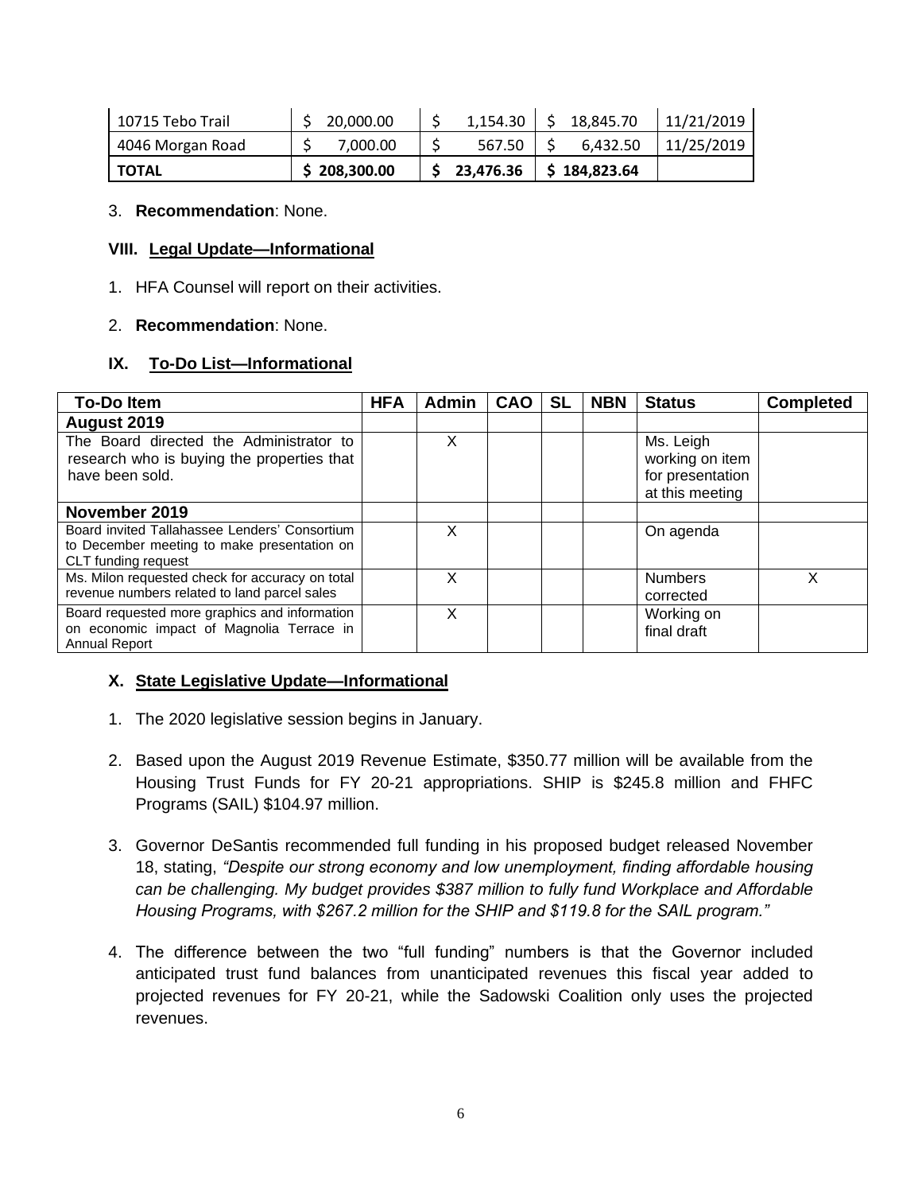| 10715 Tebo Trail | $ 20,000.00 | $ 1,154.30 | $ 18,845.70 | 11/21/2019 |
|---|---|---|---|---|
| 4046 Morgan Road | $ 7,000.00 | $ 567.50 | $ 6,432.50 | 11/25/2019 |
| **TOTAL** | **$ 208,300.00** | **$ 23,476.36** | **$ 184,823.64** | |

3. **Recommendation**: None.

### VIII. Legal Update—Informational

1. HFA Counsel will report on their activities.
2. **Recommendation**: None.

### IX. To-Do List—Informational

| To-Do Item | HFA | Admin | CAO | SL | NBN | Status | Completed |
|---|---|---|---|---|---|---|---|
| **August 2019** | | | | | | | |
| The Board directed the Administrator to research who is buying the properties that have been sold. | | X | | | | Ms. Leigh working on item for presentation at this meeting | |
| **November 2019** | | | | | | | |
| Board invited Tallahassee Lenders' Consortium to December meeting to make presentation on CLT funding request | | X | | | | On agenda | |
| Ms. Milon requested check for accuracy on total revenue numbers related to land parcel sales | | X | | | | Numbers corrected | X |
| Board requested more graphics and information on economic impact of Magnolia Terrace in Annual Report | | X | | | | Working on final draft | |

### X. State Legislative Update—Informational

1. The 2020 legislative session begins in January.
2. Based upon the August 2019 Revenue Estimate, $350.77 million will be available from the Housing Trust Funds for FY 20-21 appropriations. SHIP is $245.8 million and FHFC Programs (SAIL) $104.97 million.
3. Governor DeSantis recommended full funding in his proposed budget released November 18, stating, *"Despite our strong economy and low unemployment, finding affordable housing can be challenging. My budget provides $387 million to fully fund Workplace and Affordable Housing Programs, with $267.2 million for the SHIP and $119.8 for the SAIL program."*
4. The difference between the two "full funding" numbers is that the Governor included anticipated trust fund balances from unanticipated revenues this fiscal year added to projected revenues for FY 20-21, while the Sadowski Coalition only uses the projected revenues.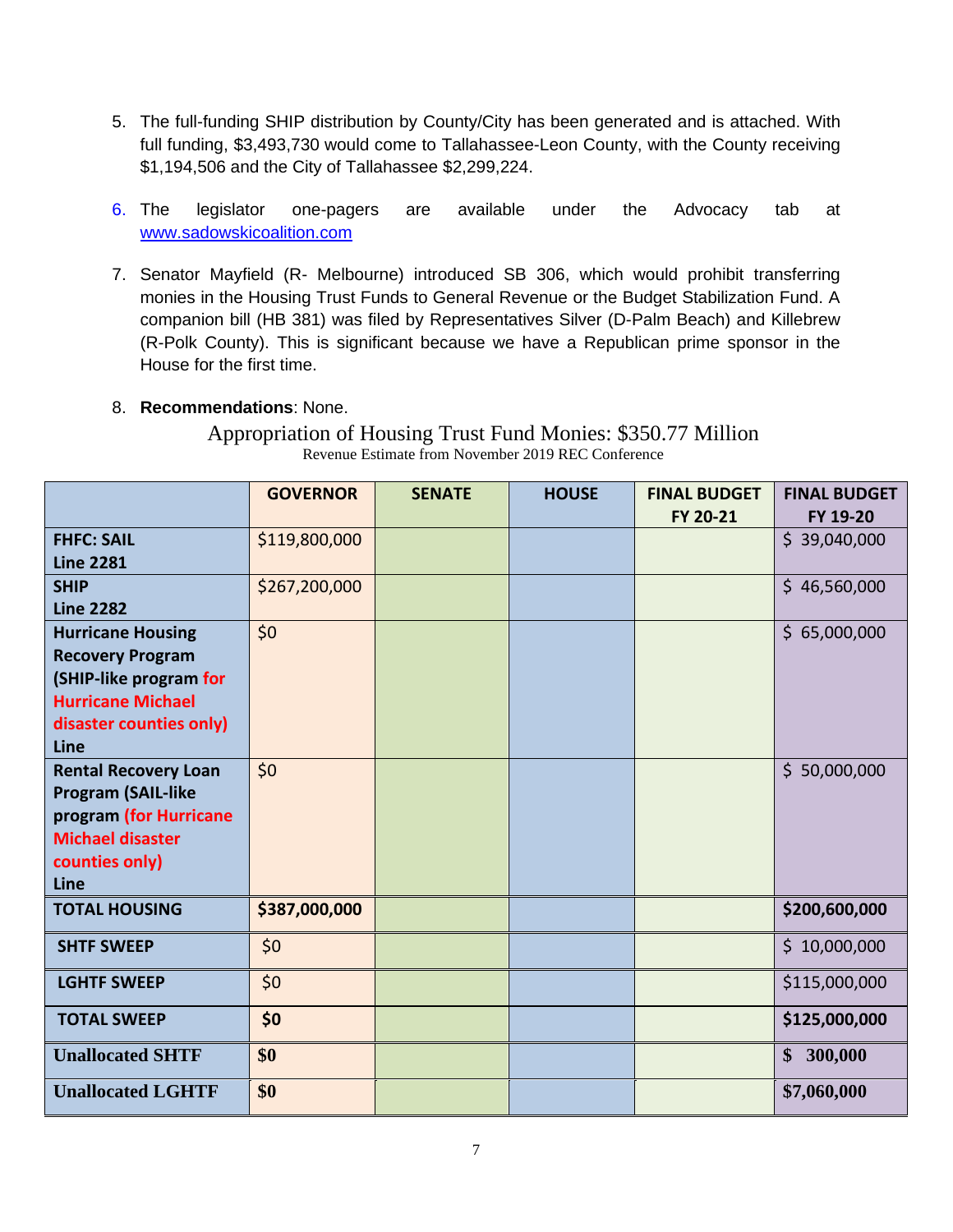5. The full-funding SHIP distribution by County/City has been generated and is attached. With full funding, $3,493,730 would come to Tallahassee-Leon County, with the County receiving $1,194,506 and the City of Tallahassee $2,299,224.

6. The legislator one-pagers are available under the Advocacy tab at www.sadowskicoalition.com

7. Senator Mayfield (R- Melbourne) introduced SB 306, which would prohibit transferring monies in the Housing Trust Funds to General Revenue or the Budget Stabilization Fund. A companion bill (HB 381) was filed by Representatives Silver (D-Palm Beach) and Killebrew (R-Polk County). This is significant because we have a Republican prime sponsor in the House for the first time.

8. **Recommendations**: None.

## Appropriation of Housing Trust Fund Monies: $350.77 Million

Revenue Estimate from November 2019 REC Conference

| | GOVERNOR | SENATE | HOUSE | FINAL BUDGET FY 20-21 | FINAL BUDGET FY 19-20 |
|---|---|---|---|---|---|
| **FHFC: SAIL Line 2281** | $119,800,000 | | | | $ 39,040,000 |
| **SHIP Line 2282** | $267,200,000 | | | | $ 46,560,000 |
| **Hurricane Housing Recovery Program (SHIP-like program for Hurricane Michael disaster counties only) Line** | $0 | | | | $ 65,000,000 |
| **Rental Recovery Loan Program (SAIL-like program (for Hurricane Michael disaster counties only) Line** | $0 | | | | $ 50,000,000 |
| **TOTAL HOUSING** | **$387,000,000** | | | | **$200,600,000** |
| **SHTF SWEEP** | $0 | | | | $ 10,000,000 |
| **LGHTF SWEEP** | $0 | | | | $115,000,000 |
| **TOTAL SWEEP** | **$0** | | | | **$125,000,000** |
| **Unallocated SHTF** | **$0** | | | | **$ 300,000** |
| **Unallocated LGHTF** | **$0** | | | | **$7,060,000** |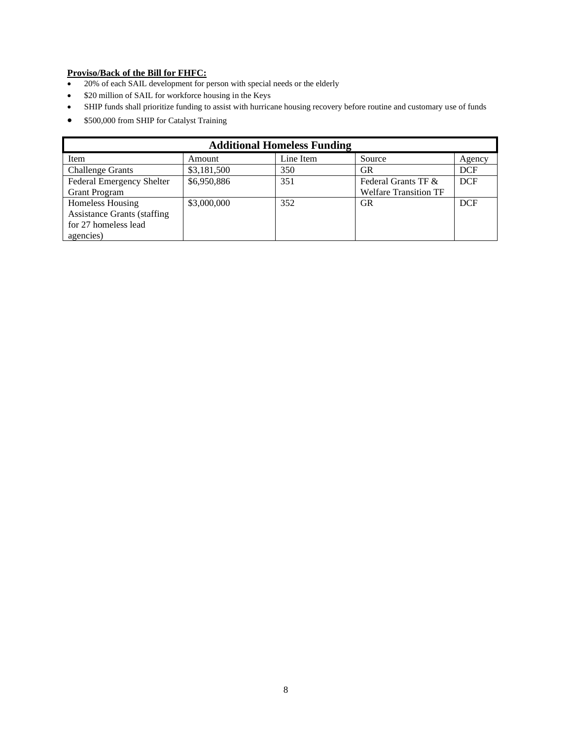**Proviso/Back of the Bill for FHFC:**

- 20% of each SAIL development for person with special needs or the elderly
- $20 million of SAIL for workforce housing in the Keys
- SHIP funds shall prioritize funding to assist with hurricane housing recovery before routine and customary use of funds
- $500,000 from SHIP for Catalyst Training

| **Additional Homeless Funding** | | | | |
|---|---|---|---|---|
| Item | Amount | Line Item | Source | Agency |
| Challenge Grants | $3,181,500 | 350 | GR | DCF |
| Federal Emergency Shelter Grant Program | $6,950,886 | 351 | Federal Grants TF & Welfare Transition TF | DCF |
| Homeless Housing Assistance Grants (staffing for 27 homeless lead agencies) | $3,000,000 | 352 | GR | DCF |